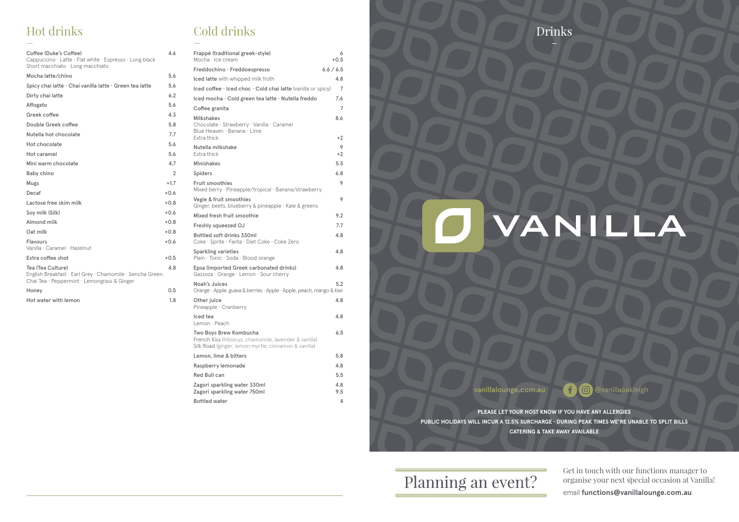## Hot drinks

| Item | Price |
|---|---|
| Coffee (Duke's Coffee)<br>Cappuccino · Latte · Flat white · Espresso · Long black<br>Short macchiato · Long macchiato | 4.6 |
| Mocha latte/chino | 5.6 |
| Spicy chai latte · Chai vanilla latte · Green tea latte | 5.6 |
| Dirty chai latte | 6.2 |
| Affogato | 5.6 |
| Greek coffee | 4.3 |
| Double Greek coffee | 5.8 |
| Nutella hot chocolate | 7.7 |
| Hot chocolate | 5.6 |
| Hot caramel | 5.6 |
| Mini warm chocolate | 4.7 |
| Baby chino | 2 |
| Mugs | +1.7 |
| Decaf | +0.6 |
| Lactose free skim milk | +0.8 |
| Soy milk (Silk) | +0.6 |
| Almond milk | +0.8 |
| Oat milk | +0.8 |
| Flavours<br>Vanilla · Caramel · Hazelnut | +0.6 |
| Extra coffee shot | +0.5 |
| Tea (Tea Culture)<br>English Breakfast · Earl Grey · Chamomile · Sencha Green<br>Chai Tea · Peppermint · Lemongrass & Ginger | 4.8 |
| Honey | 0.5 |
| Hot water with lemon | 1.8 |

## Cold drinks

| Item | Price |
|---|---|
| Frappé (traditional greek-style)<br>Mocha · Ice cream | 6<br>+0.5 |
| Freddochino · Freddoespresso | 6.6 / 6.5 |
| Iced latte with whipped milk froth | 4.8 |
| Iced coffee · Iced choc · Cold chai latte (vanilla or spicy) | 7 |
| Iced mocha · Cold green tea latte · Nutella freddo | 7.6 |
| Coffee granita | 7 |
| Milkshakes<br>Chocolate · Strawberry · Vanilla · Caramel<br>Blue Heaven · Banana · Lime<br>Extra thick | 8.6<br><br><br>+2 |
| Nutella milkshake<br>Extra thick | 9<br>+2 |
| Minishakes | 5.5 |
| Spiders | 6.8 |
| Fruit smoothies<br>Mixed berry · Pineapple/tropical · Banana/strawberry | 9 |
| Vegie & fruit smoothies<br>Ginger, beets, blueberry & pineapple · Kale & greens | 9 |
| Mixed fresh fruit smoothie | 9.2 |
| Freshly squeezed OJ | 7.7 |
| Bottled soft drinks 330ml<br>Coke · Sprite · Fanta · Diet Coke · Coke Zero | 4.8 |
| Sparkling varieties<br>Plain · Tonic · Soda · Blood orange | 4.8 |
| Epsa (imported Greek carbonated drinks)<br>Gazzoza · Orange · Lemon · Sour cherry | 4.8 |
| Noah's Juices<br>Orange · Apple, guava & berries · Apple · Apple, peach, mango & kiwi | 5.2 |
| Other juice<br>Pineapple · Cranberry | 4.8 |
| Iced tea<br>Lemon · Peach | 4.8 |
| Two Boys Brew Kombucha<br>French Kiss (hibiscus, chamomile, lavender & vanilla)<br>Silk Road (ginger, lemon myrtle, cinnamon & vanilla) | 6.5 |
| Lemon, lime & bitters | 5.8 |
| Raspberry lemonade | 4.8 |
| Red Bull can | 5.5 |
| Zagori sparkling water 330ml<br>Zagori sparkling water 750ml | 4.8<br>9.5 |
| Bottled water | 4 |

# Drinks

VANILLA

vanillalounge.com.au @vanillaoakleigh

**PLEASE LET YOUR HOST KNOW IF YOU HAVE ANY ALLERGIES**
**PUBLIC HOLIDAYS WILL INCUR A 12.5% SURCHARGE · DURING PEAK TIMES WE'RE UNABLE TO SPLIT BILLS**
**CATERING & TAKE AWAY AVAILABLE**

## Planning an event?

Get in touch with our functions manager to organise your next special occasion at Vanilla!

email **functions@vanillalounge.com.au**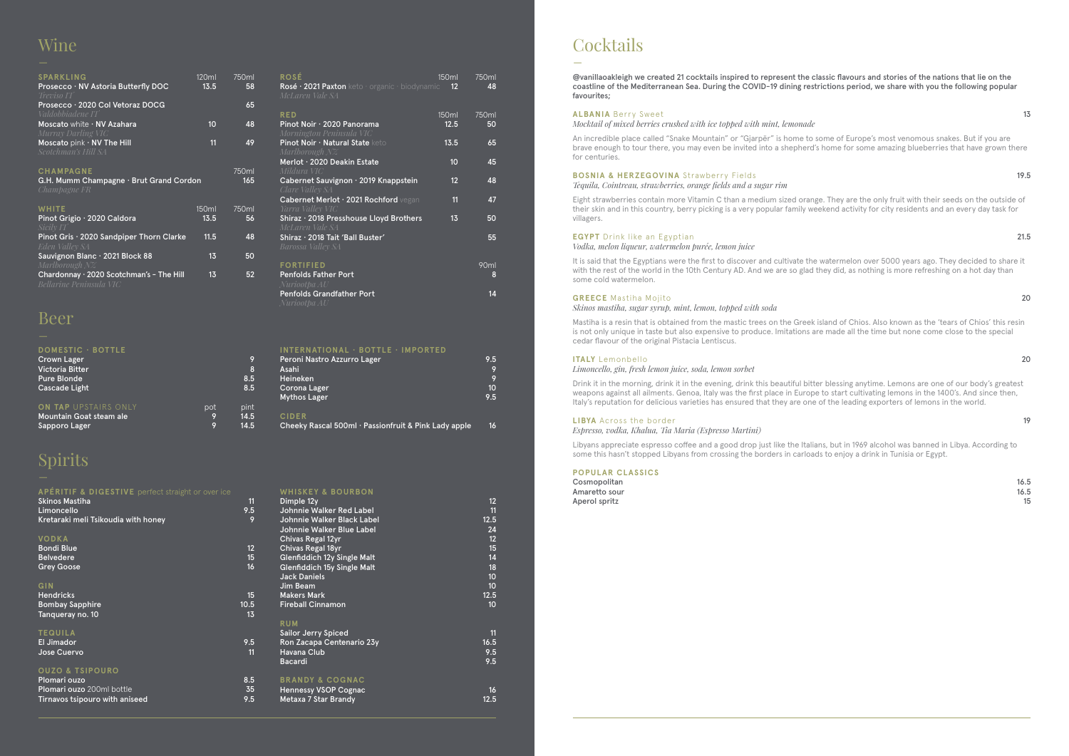# Wine

## SPARKLING

| | 120ml | 750ml |
|---|---|---|
| Prosecco · NV Astoria Butterfly DOC<br>*Treviso IT* | 13.5 | 58 |
| Prosecco · 2020 Col Vetoraz DOCG<br>*Valdobbiadene IT* | | 65 |
| Moscato white · NV Azahara<br>*Murray Darling VIC* | 10 | 48 |
| Moscato pink · NV The Hill<br>*Scotchman's Hill SA* | 11 | 49 |

## CHAMPAGNE

| | 750ml |
|---|---|
| G.H. Mumm Champagne · Brut Grand Cordon<br>*Champagne FR* | 165 |

## WHITE

| | 150ml | 750ml |
|---|---|---|
| Pinot Grigio · 2020 Caldora<br>*Sicily IT* | 13.5 | 56 |
| Pinot Gris · 2020 Sandpiper Thorn Clarke<br>*Eden Valley SA* | 11.5 | 48 |
| Sauvignon Blanc · 2021 Block 88<br>*Marlborough NZ* | 13 | 50 |
| Chardonnay · 2020 Scotchman's – The Hill<br>*Bellarine Peninsula VIC* | 13 | 52 |

## ROSÉ

| | 150ml | 750ml |
|---|---|---|
| Rosé · 2021 Paxton keto · organic · biodynamic<br>*McLaren Vale SA* | 12 | 48 |

## RED

| | 150ml | 750ml |
|---|---|---|
| Pinot Noir · 2020 Panorama<br>*Mornington Peninsula VIC* | 12.5 | 50 |
| Pinot Noir · Natural State keto<br>*Marlborough NZ* | 13.5 | 65 |
| Merlot · 2020 Deakin Estate<br>*Mildura VIC* | 10 | 45 |
| Cabernet Sauvignon · 2019 Knappstein<br>*Clare Valley SA* | 12 | 48 |
| Cabernet Merlot · 2021 Rochford vegan<br>*Yarra Valley VIC* | 11 | 47 |
| Shiraz · 2018 Presshouse Lloyd Brothers<br>*McLaren Vale SA* | 13 | 50 |
| Shiraz · 2018 Tait 'Ball Buster'<br>*Barossa Valley SA* | | 55 |

## FORTIFIED

| | 90ml |
|---|---|
| Penfolds Father Port<br>*Nuriootpa AU* | 8 |
| Penfolds Grandfather Port<br>*Nuriootpa AU* | 14 |

# Beer

## DOMESTIC · BOTTLE

| | |
|---|---|
| Crown Lager | 9 |
| Victoria Bitter | 8 |
| Pure Blonde | 8.5 |
| Cascade Light | 8.5 |

## ON TAP UPSTAIRS ONLY

| | pot | pint |
|---|---|---|
| Mountain Goat steam ale | 9 | 14.5 |
| Sapporo Lager | 9 | 14.5 |

## INTERNATIONAL · BOTTLE · IMPORTED

| | |
|---|---|
| Peroni Nastro Azzurro Lager | 9.5 |
| Asahi | 9 |
| Heineken | 9 |
| Corona Lager | 10 |
| Mythos Lager | 9.5 |

## CIDER

| | |
|---|---|
| Cheeky Rascal 500ml · Passionfruit & Pink Lady apple | 16 |

# Spirits

## APÉRITIF & DIGESTIVE perfect straight or over ice

| | |
|---|---|
| Skinos Mastiha | 11 |
| Limoncello | 9.5 |
| Kretaraki meli Tsikoudia with honey | 9 |

## VODKA

| | |
|---|---|
| Bondi Blue | 12 |
| Belvedere | 15 |
| Grey Goose | 16 |

## GIN

| | |
|---|---|
| Hendricks | 15 |
| Bombay Sapphire | 10.5 |
| Tanqueray no. 10 | 13 |

## TEQUILA

| | |
|---|---|
| El Jimador | 9.5 |
| Jose Cuervo | 11 |

## OUZO & TSIPOURO

| | |
|---|---|
| Plomari ouzo | 8.5 |
| Plomari ouzo 200ml bottle | 35 |
| Tirnavos tsipouro with aniseed | 9.5 |

## WHISKEY & BOURBON

| | |
|---|---|
| Dimple 12y | 12 |
| Johnnie Walker Red Label | 11 |
| Johnnie Walker Black Label | 12.5 |
| Johnnie Walker Blue Label | 24 |
| Chivas Regal 12yr | 12 |
| Chivas Regal 18yr | 15 |
| Glenfiddich 12y Single Malt | 14 |
| Glenfiddich 15y Single Malt | 18 |
| Jack Daniels | 10 |
| Jim Beam | 10 |
| Makers Mark | 12.5 |
| Fireball Cinnamon | 10 |

## RUM

| | |
|---|---|
| Sailor Jerry Spiced | 11 |
| Ron Zacapa Centenario 23y | 16.5 |
| Havana Club | 9.5 |
| Bacardi | 9.5 |

## BRANDY & COGNAC

| | |
|---|---|
| Hennessy VSOP Cognac | 16 |
| Metaxa 7 Star Brandy | 12.5 |

# Cocktails

@vanillaoakleigh we created 21 cocktails inspired to represent the classic flavours and stories of the nations that lie on the coastline of the Mediterranean Sea. During the COVID-19 dining restrictions period, we share with you the following popular favourites;

### ALBANIA Berry Sweet — 13

*Mocktail of mixed berries crushed with ice topped with mint, lemonade*

An incredible place called "Snake Mountain" or "Gjarpër" is home to some of Europe's most venomous snakes. But if you are brave enough to tour there, you may even be invited into a shepherd's home for some amazing blueberries that have grown there for centuries.

### BOSNIA & HERZEGOVINA Strawberry Fields — 19.5

*Tequila, Cointreau, strawberries, orange fields and a sugar rim*

Eight strawberries contain more Vitamin C than a medium sized orange. They are the only fruit with their seeds on the outside of their skin and in this country, berry picking is a very popular family weekend activity for city residents and an every day task for villagers.

### EGYPT Drink like an Egyptian — 21.5

*Vodka, melon liqueur, watermelon purée, lemon juice*

It is said that the Egyptians were the first to discover and cultivate the watermelon over 5000 years ago. They decided to share it with the rest of the world in the 10th Century AD. And we are so glad they did, as nothing is more refreshing on a hot day than some cold watermelon.

### GREECE Mastiha Mojito — 20

*Skinos mastiha, sugar syrup, mint, lemon, topped with soda*

Mastiha is a resin that is obtained from the mastic trees on the Greek island of Chios. Also known as the 'tears of Chios' this resin is not only unique in taste but also expensive to produce. Imitations are made all the time but none come close to the special cedar flavour of the original Pistacia Lentiscus.

### ITALY Lemonbello — 20

*Limoncello, gin, fresh lemon juice, soda, lemon sorbet*

Drink it in the morning, drink it in the evening, drink this beautiful bitter blessing anytime. Lemons are one of our body's greatest weapons against all ailments. Genoa, Italy was the first place in Europe to start cultivating lemons in the 1400's. And since then, Italy's reputation for delicious varieties has ensured that they are one of the leading exporters of lemons in the world.

### LIBYA Across the border — 19

*Espresso, vodka, Khalua, Tia Maria (Espresso Martini)*

Libyans appreciate espresso coffee and a good drop just like the Italians, but in 1969 alcohol was banned in Libya. According to some this hasn't stopped Libyans from crossing the borders in carloads to enjoy a drink in Tunisia or Egypt.

## POPULAR CLASSICS

| | |
|---|---|
| Cosmopolitan | 16.5 |
| Amaretto sour | 16.5 |
| Aperol spritz | 15 |